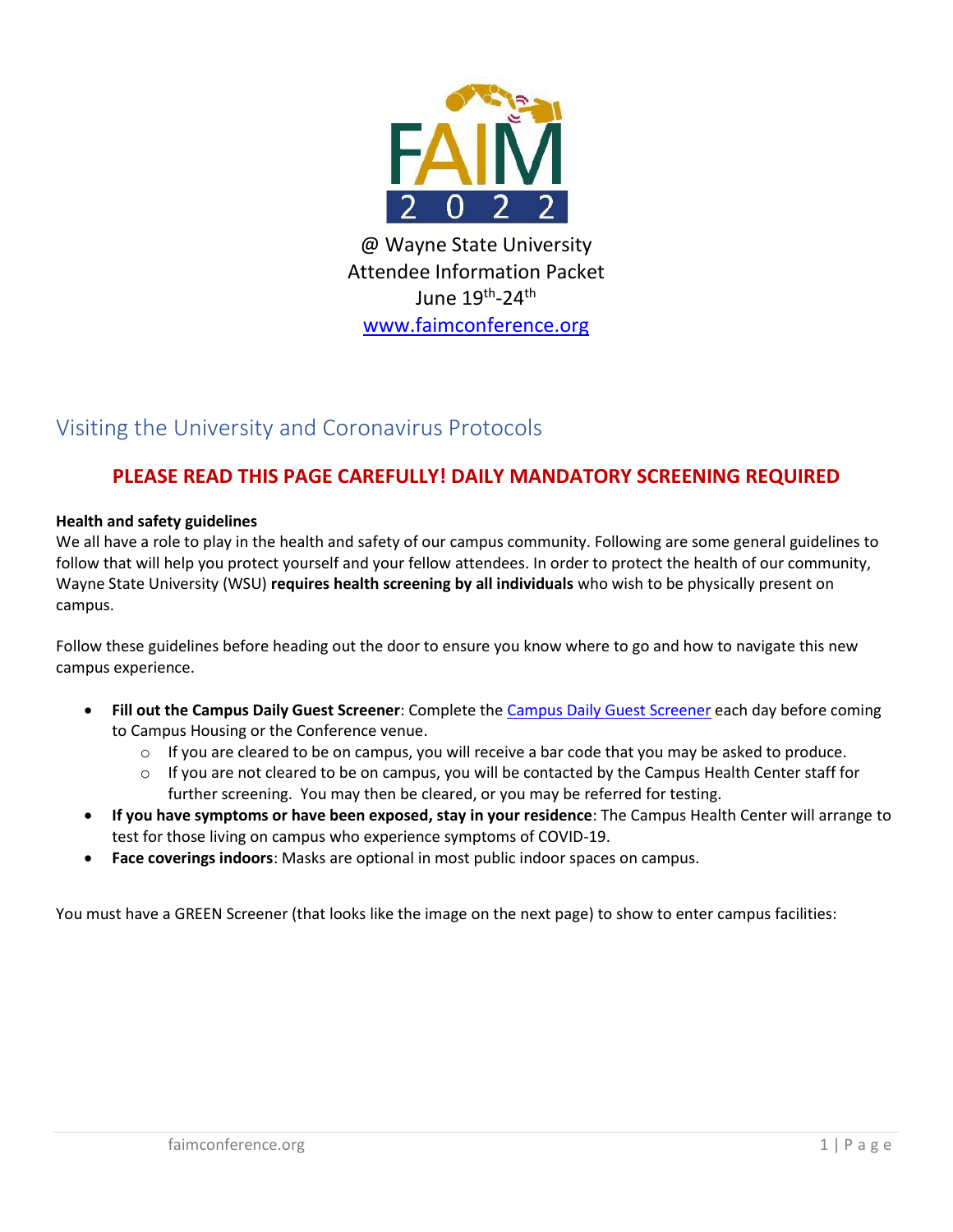# FAIM 2022

@ Wayne State University
Attendee Information Packet
June 19th-24th
www.faimconference.org

## Visiting the University and Coronavirus Protocols

### PLEASE READ THIS PAGE CAREFULLY! DAILY MANDATORY SCREENING REQUIRED

**Health and safety guidelines**
We all have a role to play in the health and safety of our campus community. Following are some general guidelines to follow that will help you protect yourself and your fellow attendees. In order to protect the health of our community, Wayne State University (WSU) **requires health screening by all individuals** who wish to be physically present on campus.

Follow these guidelines before heading out the door to ensure you know where to go and how to navigate this new campus experience.

- **Fill out the Campus Daily Guest Screener**: Complete the Campus Daily Guest Screener each day before coming to Campus Housing or the Conference venue.
  - If you are cleared to be on campus, you will receive a bar code that you may be asked to produce.
  - If you are not cleared to be on campus, you will be contacted by the Campus Health Center staff for further screening. You may then be cleared, or you may be referred for testing.
- **If you have symptoms or have been exposed, stay in your residence**: The Campus Health Center will arrange to test for those living on campus who experience symptoms of COVID-19.
- **Face coverings indoors**: Masks are optional in most public indoor spaces on campus.

You must have a GREEN Screener (that looks like the image on the next page) to show to enter campus facilities: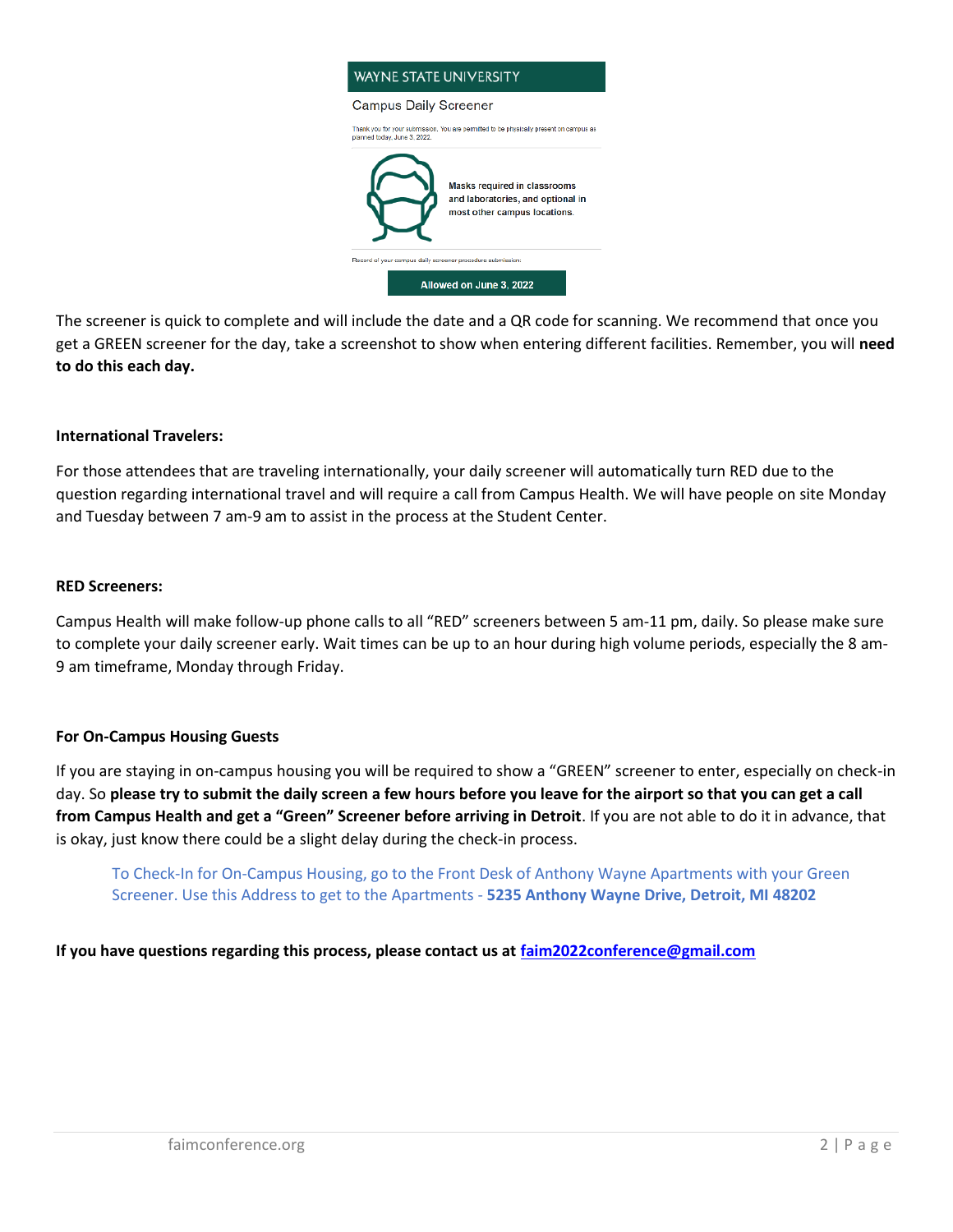The screener is quick to complete and will include the date and a QR code for scanning. We recommend that once you get a GREEN screener for the day, take a screenshot to show when entering different facilities. Remember, you will **need to do this each day.**

**International Travelers:**

For those attendees that are traveling internationally, your daily screener will automatically turn RED due to the question regarding international travel and will require a call from Campus Health. We will have people on site Monday and Tuesday between 7 am-9 am to assist in the process at the Student Center.

**RED Screeners:**

Campus Health will make follow-up phone calls to all "RED" screeners between 5 am-11 pm, daily. So please make sure to complete your daily screener early. Wait times can be up to an hour during high volume periods, especially the 8 am-9 am timeframe, Monday through Friday.

**For On-Campus Housing Guests**

If you are staying in on-campus housing you will be required to show a "GREEN" screener to enter, especially on check-in day. So **please try to submit the daily screen a few hours before you leave for the airport so that you can get a call from Campus Health and get a "Green" Screener before arriving in Detroit**. If you are not able to do it in advance, that is okay, just know there could be a slight delay during the check-in process.

> To Check-In for On-Campus Housing, go to the Front Desk of Anthony Wayne Apartments with your Green Screener. Use this Address to get to the Apartments - **5235 Anthony Wayne Drive, Detroit, MI 48202**

**If you have questions regarding this process, please contact us at faim2022conference@gmail.com**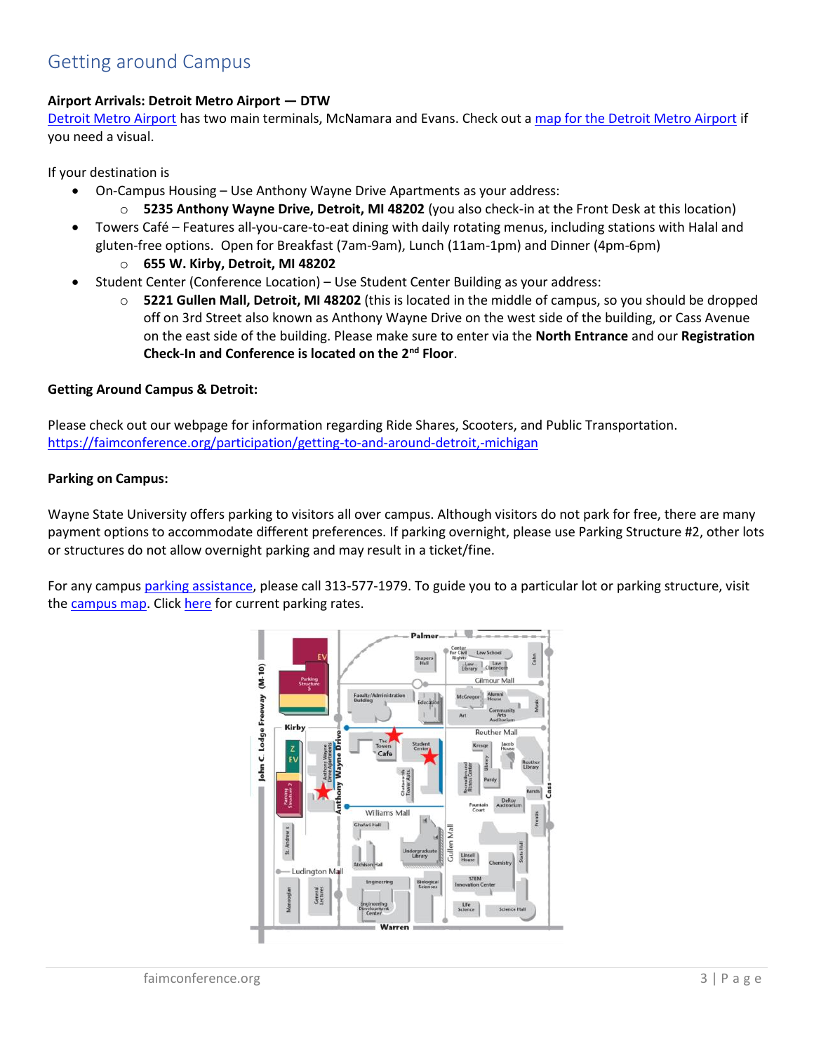## Getting around Campus

**Airport Arrivals: Detroit Metro Airport — DTW**
Detroit Metro Airport has two main terminals, McNamara and Evans. Check out a map for the Detroit Metro Airport if you need a visual.

If your destination is

- On-Campus Housing – Use Anthony Wayne Drive Apartments as your address:
  - **5235 Anthony Wayne Drive, Detroit, MI 48202** (you also check-in at the Front Desk at this location)
- Towers Café – Features all-you-care-to-eat dining with daily rotating menus, including stations with Halal and gluten-free options. Open for Breakfast (7am-9am), Lunch (11am-1pm) and Dinner (4pm-6pm)
  - **655 W. Kirby, Detroit, MI 48202**
- Student Center (Conference Location) – Use Student Center Building as your address:
  - **5221 Gullen Mall, Detroit, MI 48202** (this is located in the middle of campus, so you should be dropped off on 3rd Street also known as Anthony Wayne Drive on the west side of the building, or Cass Avenue on the east side of the building. Please make sure to enter via the **North Entrance** and our **Registration Check-In and Conference is located on the 2nd Floor**.

**Getting Around Campus & Detroit:**

Please check out our webpage for information regarding Ride Shares, Scooters, and Public Transportation.
https://faimconference.org/participation/getting-to-and-around-detroit,-michigan

**Parking on Campus:**

Wayne State University offers parking to visitors all over campus. Although visitors do not park for free, there are many payment options to accommodate different preferences. If parking overnight, please use Parking Structure #2, other lots or structures do not allow overnight parking and may result in a ticket/fine.

For any campus parking assistance, please call 313-577-1979. To guide you to a particular lot or parking structure, visit the campus map. Click here for current parking rates.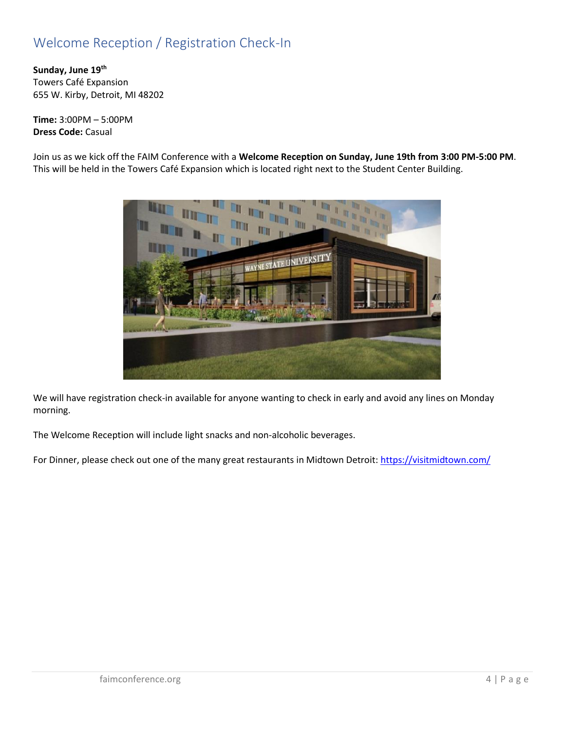# Welcome Reception / Registration Check-In

**Sunday, June 19th**
Towers Café Expansion
655 W. Kirby, Detroit, MI 48202

**Time:** 3:00PM – 5:00PM
**Dress Code:** Casual

Join us as we kick off the FAIM Conference with a **Welcome Reception on Sunday, June 19th from 3:00 PM-5:00 PM**. This will be held in the Towers Café Expansion which is located right next to the Student Center Building.

We will have registration check-in available for anyone wanting to check in early and avoid any lines on Monday morning.

The Welcome Reception will include light snacks and non-alcoholic beverages.

For Dinner, please check out one of the many great restaurants in Midtown Detroit: [https://visitmidtown.com/](https://visitmidtown.com/)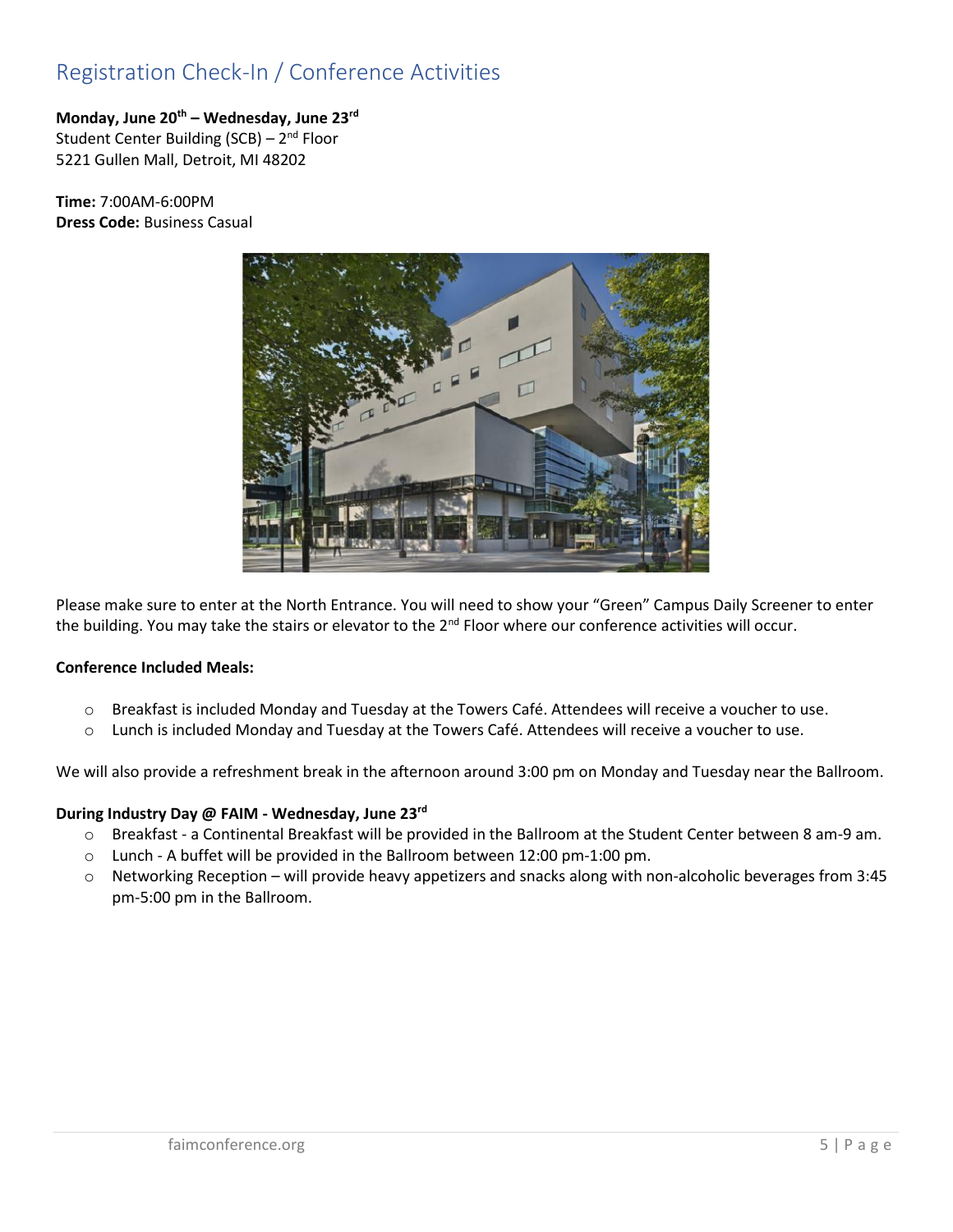## Registration Check-In / Conference Activities

**Monday, June 20th – Wednesday, June 23rd**
Student Center Building (SCB) – 2nd Floor
5221 Gullen Mall, Detroit, MI 48202

**Time:** 7:00AM-6:00PM
**Dress Code:** Business Casual

Please make sure to enter at the North Entrance. You will need to show your "Green" Campus Daily Screener to enter the building. You may take the stairs or elevator to the 2nd Floor where our conference activities will occur.

**Conference Included Meals:**

- Breakfast is included Monday and Tuesday at the Towers Café. Attendees will receive a voucher to use.
- Lunch is included Monday and Tuesday at the Towers Café. Attendees will receive a voucher to use.

We will also provide a refreshment break in the afternoon around 3:00 pm on Monday and Tuesday near the Ballroom.

**During Industry Day @ FAIM - Wednesday, June 23rd**

- Breakfast - a Continental Breakfast will be provided in the Ballroom at the Student Center between 8 am-9 am.
- Lunch - A buffet will be provided in the Ballroom between 12:00 pm-1:00 pm.
- Networking Reception – will provide heavy appetizers and snacks along with non-alcoholic beverages from 3:45 pm-5:00 pm in the Ballroom.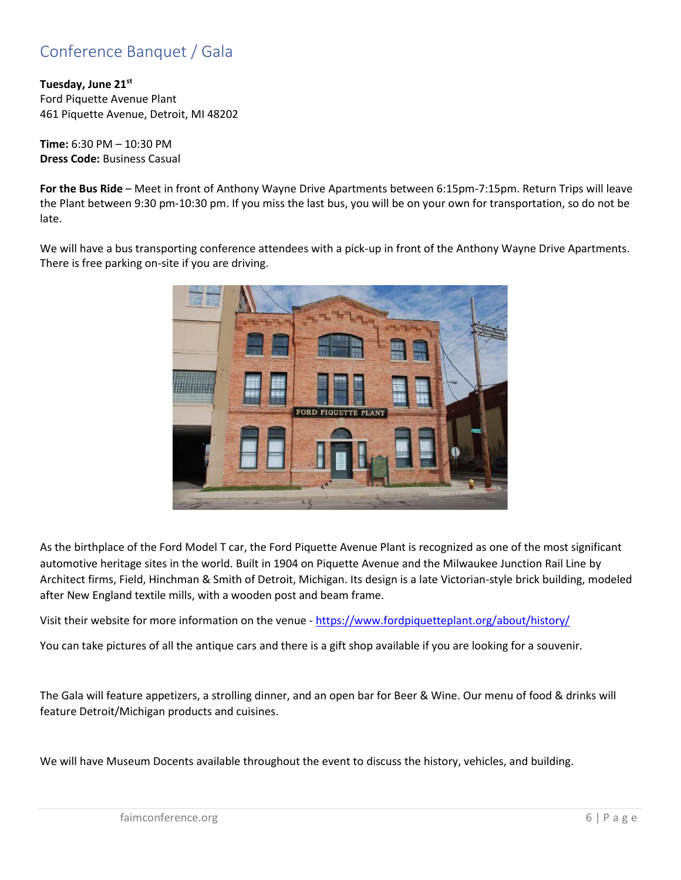# Conference Banquet / Gala

**Tuesday, June 21st**
Ford Piquette Avenue Plant
461 Piquette Avenue, Detroit, MI 48202

**Time:** 6:30 PM – 10:30 PM
**Dress Code:** Business Casual

**For the Bus Ride** – Meet in front of Anthony Wayne Drive Apartments between 6:15pm-7:15pm. Return Trips will leave the Plant between 9:30 pm-10:30 pm. If you miss the last bus, you will be on your own for transportation, so do not be late.

We will have a bus transporting conference attendees with a pick-up in front of the Anthony Wayne Drive Apartments. There is free parking on-site if you are driving.

As the birthplace of the Ford Model T car, the Ford Piquette Avenue Plant is recognized as one of the most significant automotive heritage sites in the world. Built in 1904 on Piquette Avenue and the Milwaukee Junction Rail Line by Architect firms, Field, Hinchman & Smith of Detroit, Michigan. Its design is a late Victorian-style brick building, modeled after New England textile mills, with a wooden post and beam frame.

Visit their website for more information on the venue - https://www.fordpiquetteplant.org/about/history/

You can take pictures of all the antique cars and there is a gift shop available if you are looking for a souvenir.

The Gala will feature appetizers, a strolling dinner, and an open bar for Beer & Wine. Our menu of food & drinks will feature Detroit/Michigan products and cuisines.

We will have Museum Docents available throughout the event to discuss the history, vehicles, and building.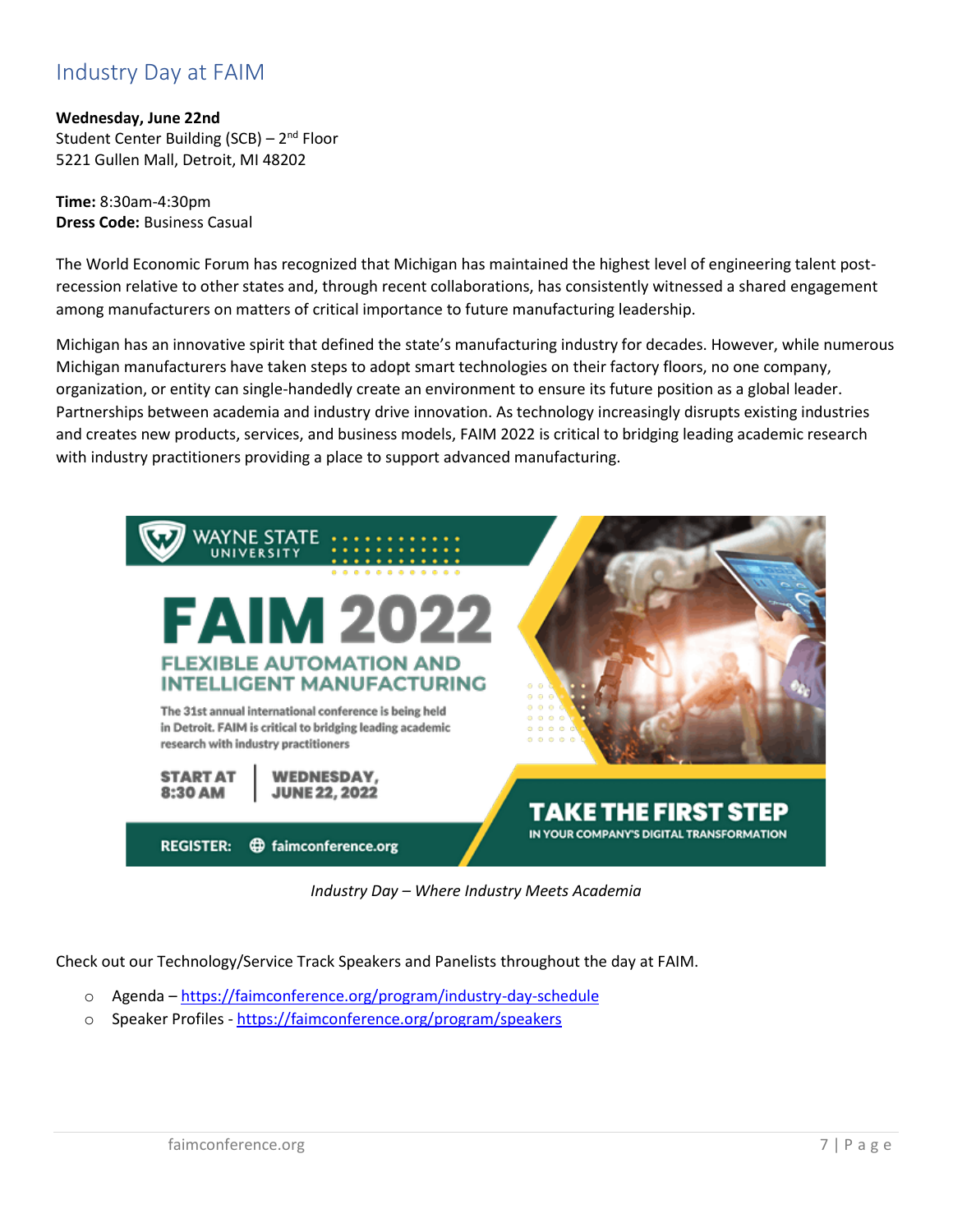## Industry Day at FAIM

**Wednesday, June 22nd**
Student Center Building (SCB) – 2nd Floor
5221 Gullen Mall, Detroit, MI 48202

**Time:** 8:30am-4:30pm
**Dress Code:** Business Casual

The World Economic Forum has recognized that Michigan has maintained the highest level of engineering talent post-recession relative to other states and, through recent collaborations, has consistently witnessed a shared engagement among manufacturers on matters of critical importance to future manufacturing leadership.

Michigan has an innovative spirit that defined the state's manufacturing industry for decades. However, while numerous Michigan manufacturers have taken steps to adopt smart technologies on their factory floors, no one company, organization, or entity can single-handedly create an environment to ensure its future position as a global leader. Partnerships between academia and industry drive innovation. As technology increasingly disrupts existing industries and creates new products, services, and business models, FAIM 2022 is critical to bridging leading academic research with industry practitioners providing a place to support advanced manufacturing.

WAYNE STATE UNIVERSITY

FAIM 2022

FLEXIBLE AUTOMATION AND INTELLIGENT MANUFACTURING

The 31st annual international conference is being held in Detroit. FAIM is critical to bridging leading academic research with industry practitioners

START AT 8:30 AM | WEDNESDAY, JUNE 22, 2022

REGISTER: faimconference.org

TAKE THE FIRST STEP IN YOUR COMPANY'S DIGITAL TRANSFORMATION

*Industry Day – Where Industry Meets Academia*

Check out our Technology/Service Track Speakers and Panelists throughout the day at FAIM.

- Agenda – https://faimconference.org/program/industry-day-schedule
- Speaker Profiles - https://faimconference.org/program/speakers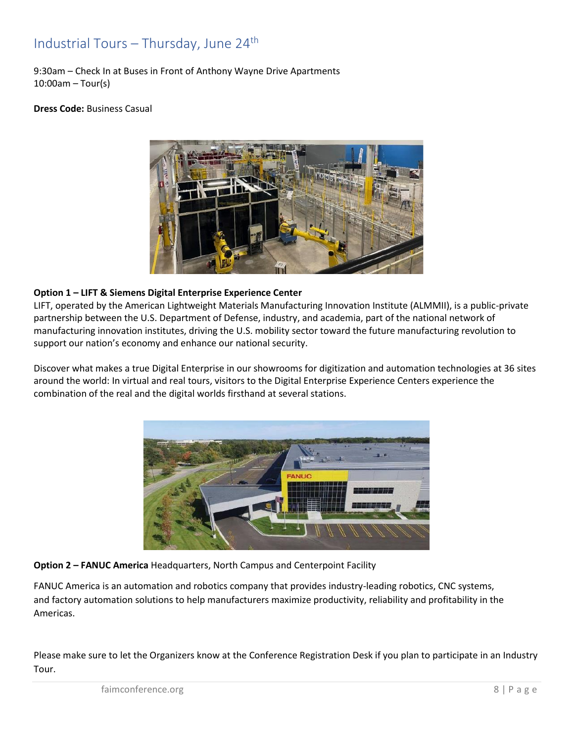# Industrial Tours – Thursday, June 24th

9:30am – Check In at Buses in Front of Anthony Wayne Drive Apartments
10:00am – Tour(s)

**Dress Code:** Business Casual

**Option 1 – LIFT & Siemens Digital Enterprise Experience Center**
LIFT, operated by the American Lightweight Materials Manufacturing Innovation Institute (ALMMII), is a public-private partnership between the U.S. Department of Defense, industry, and academia, part of the national network of manufacturing innovation institutes, driving the U.S. mobility sector toward the future manufacturing revolution to support our nation's economy and enhance our national security.

Discover what makes a true Digital Enterprise in our showrooms for digitization and automation technologies at 36 sites around the world: In virtual and real tours, visitors to the Digital Enterprise Experience Centers experience the combination of the real and the digital worlds firsthand at several stations.

**Option 2 – FANUC America** Headquarters, North Campus and Centerpoint Facility

FANUC America is an automation and robotics company that provides industry-leading robotics, CNC systems, and factory automation solutions to help manufacturers maximize productivity, reliability and profitability in the Americas.

Please make sure to let the Organizers know at the Conference Registration Desk if you plan to participate in an Industry Tour.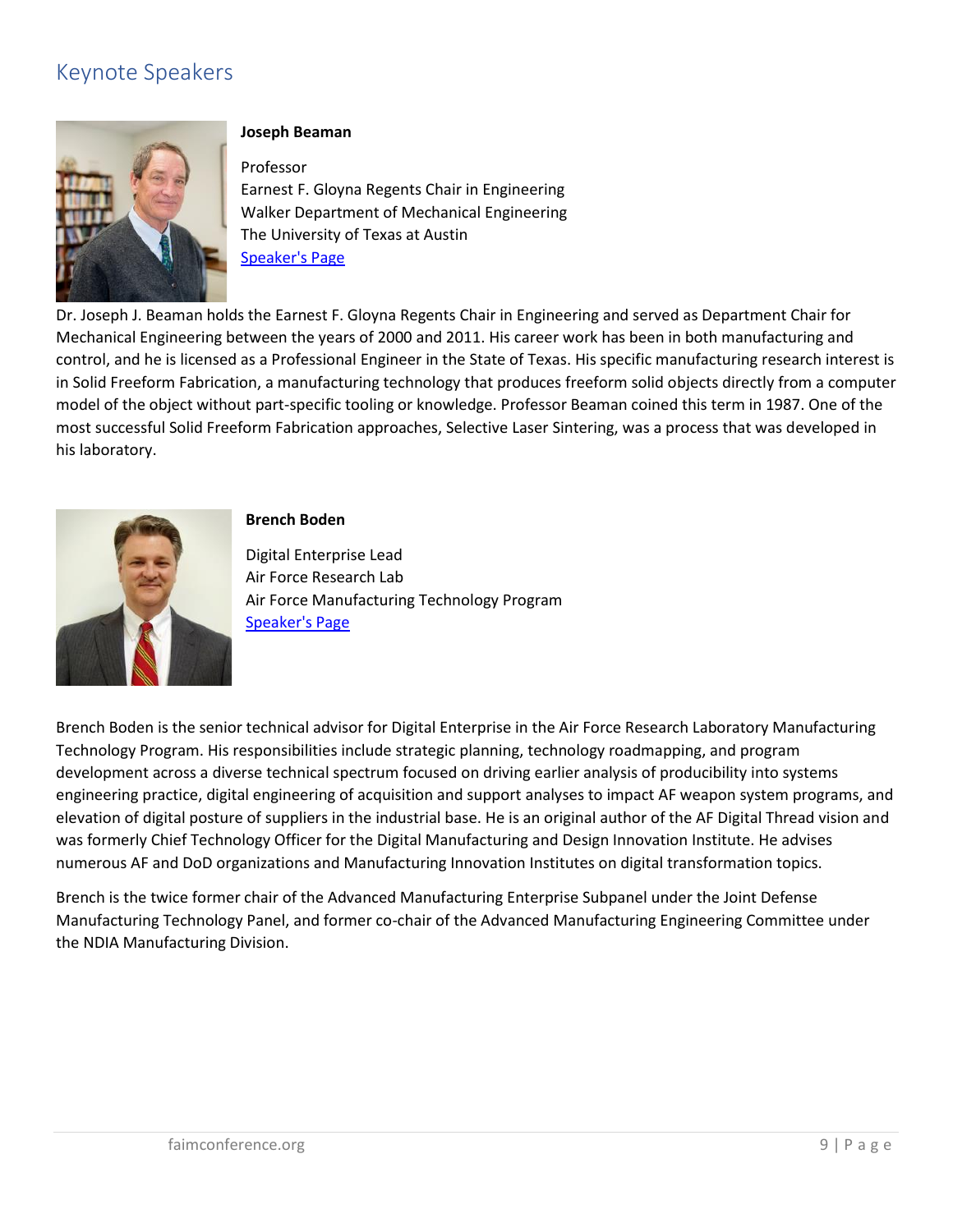## Keynote Speakers

**Joseph Beaman**

Professor
Earnest F. Gloyna Regents Chair in Engineering
Walker Department of Mechanical Engineering
The University of Texas at Austin
Speaker's Page

Dr. Joseph J. Beaman holds the Earnest F. Gloyna Regents Chair in Engineering and served as Department Chair for Mechanical Engineering between the years of 2000 and 2011. His career work has been in both manufacturing and control, and he is licensed as a Professional Engineer in the State of Texas. His specific manufacturing research interest is in Solid Freeform Fabrication, a manufacturing technology that produces freeform solid objects directly from a computer model of the object without part-specific tooling or knowledge. Professor Beaman coined this term in 1987. One of the most successful Solid Freeform Fabrication approaches, Selective Laser Sintering, was a process that was developed in his laboratory.

**Brench Boden**

Digital Enterprise Lead
Air Force Research Lab
Air Force Manufacturing Technology Program
Speaker's Page

Brench Boden is the senior technical advisor for Digital Enterprise in the Air Force Research Laboratory Manufacturing Technology Program. His responsibilities include strategic planning, technology roadmapping, and program development across a diverse technical spectrum focused on driving earlier analysis of producibility into systems engineering practice, digital engineering of acquisition and support analyses to impact AF weapon system programs, and elevation of digital posture of suppliers in the industrial base. He is an original author of the AF Digital Thread vision and was formerly Chief Technology Officer for the Digital Manufacturing and Design Innovation Institute. He advises numerous AF and DoD organizations and Manufacturing Innovation Institutes on digital transformation topics.

Brench is the twice former chair of the Advanced Manufacturing Enterprise Subpanel under the Joint Defense Manufacturing Technology Panel, and former co-chair of the Advanced Manufacturing Engineering Committee under the NDIA Manufacturing Division.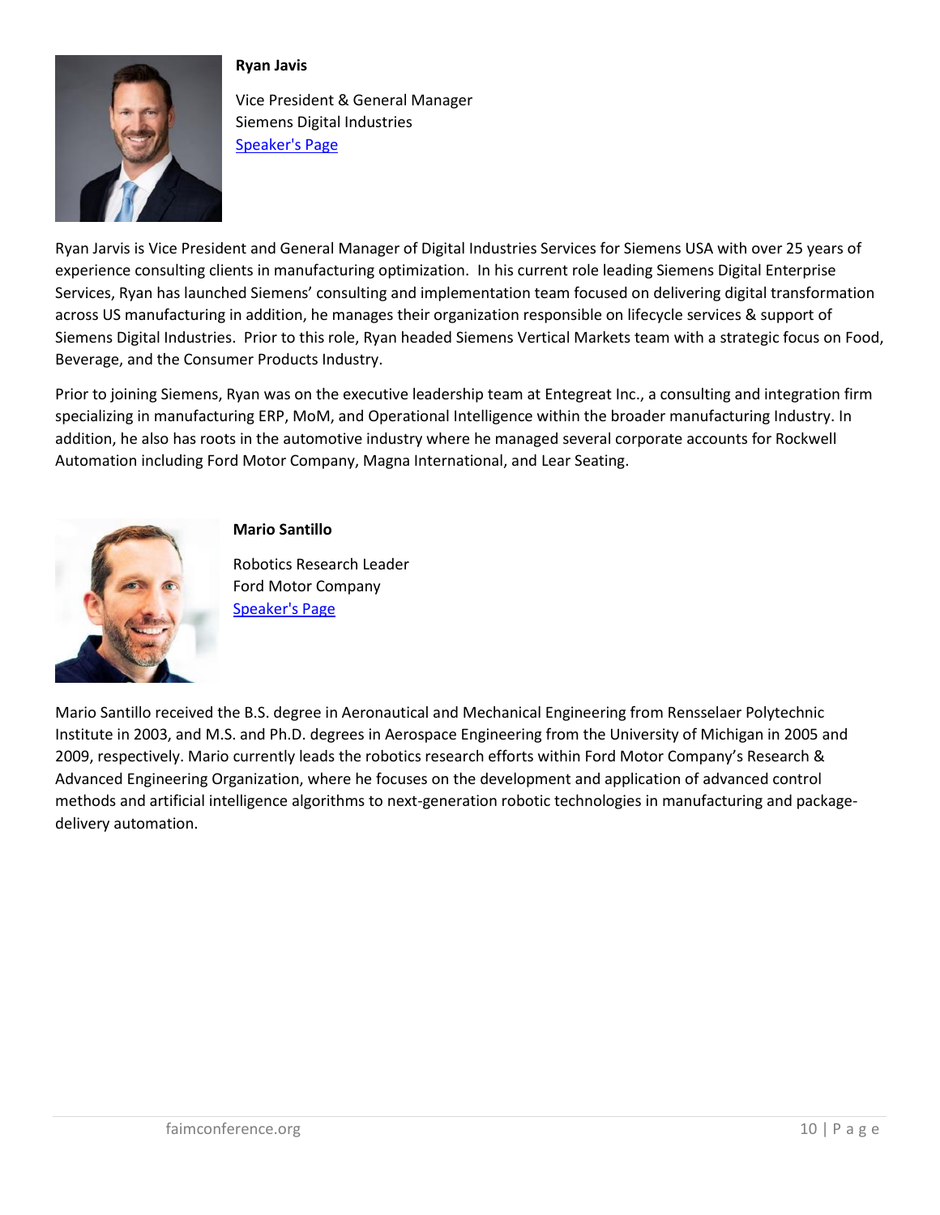**Ryan Javis**

Vice President & General Manager
Siemens Digital Industries
Speaker's Page

Ryan Jarvis is Vice President and General Manager of Digital Industries Services for Siemens USA with over 25 years of experience consulting clients in manufacturing optimization. In his current role leading Siemens Digital Enterprise Services, Ryan has launched Siemens' consulting and implementation team focused on delivering digital transformation across US manufacturing in addition, he manages their organization responsible on lifecycle services & support of Siemens Digital Industries. Prior to this role, Ryan headed Siemens Vertical Markets team with a strategic focus on Food, Beverage, and the Consumer Products Industry.

Prior to joining Siemens, Ryan was on the executive leadership team at Entegreat Inc., a consulting and integration firm specializing in manufacturing ERP, MoM, and Operational Intelligence within the broader manufacturing Industry. In addition, he also has roots in the automotive industry where he managed several corporate accounts for Rockwell Automation including Ford Motor Company, Magna International, and Lear Seating.

**Mario Santillo**

Robotics Research Leader
Ford Motor Company
Speaker's Page

Mario Santillo received the B.S. degree in Aeronautical and Mechanical Engineering from Rensselaer Polytechnic Institute in 2003, and M.S. and Ph.D. degrees in Aerospace Engineering from the University of Michigan in 2005 and 2009, respectively. Mario currently leads the robotics research efforts within Ford Motor Company's Research & Advanced Engineering Organization, where he focuses on the development and application of advanced control methods and artificial intelligence algorithms to next-generation robotic technologies in manufacturing and package-delivery automation.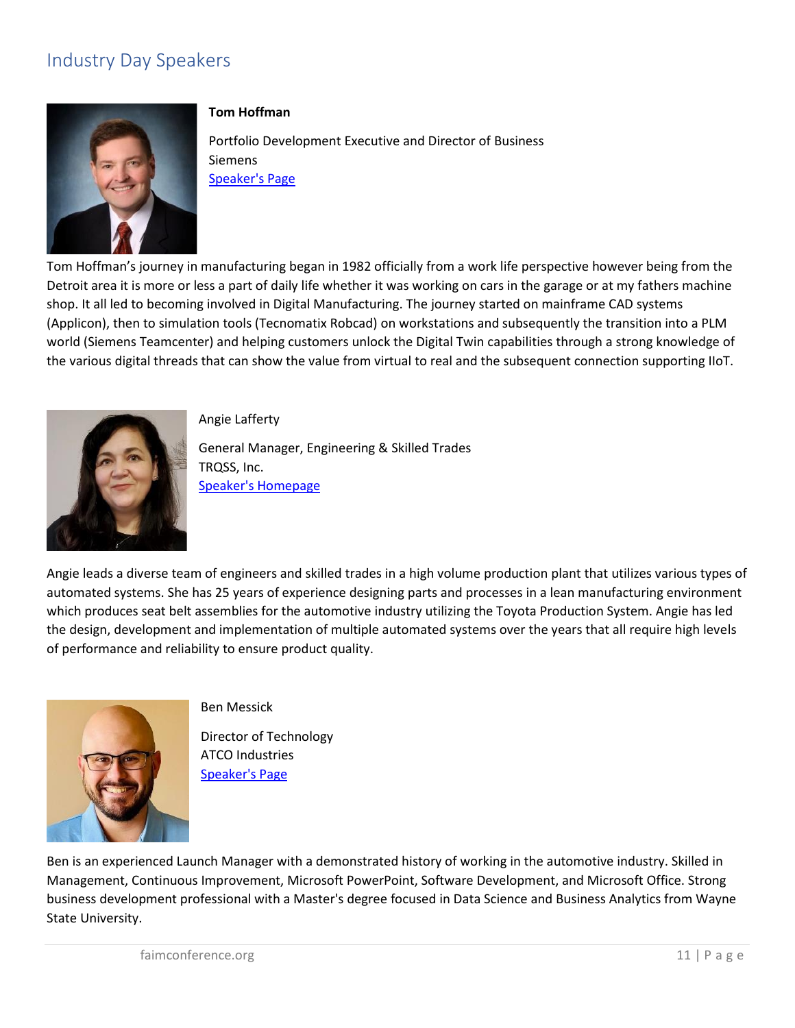## Industry Day Speakers

**Tom Hoffman**

Portfolio Development Executive and Director of Business
Siemens
[Speaker's Page]

Tom Hoffman's journey in manufacturing began in 1982 officially from a work life perspective however being from the Detroit area it is more or less a part of daily life whether it was working on cars in the garage or at my fathers machine shop. It all led to becoming involved in Digital Manufacturing. The journey started on mainframe CAD systems (Applicon), then to simulation tools (Tecnomatix Robcad) on workstations and subsequently the transition into a PLM world (Siemens Teamcenter) and helping customers unlock the Digital Twin capabilities through a strong knowledge of the various digital threads that can show the value from virtual to real and the subsequent connection supporting IIoT.

Angie Lafferty

General Manager, Engineering & Skilled Trades
TRQSS, Inc.
[Speaker's Homepage]

Angie leads a diverse team of engineers and skilled trades in a high volume production plant that utilizes various types of automated systems. She has 25 years of experience designing parts and processes in a lean manufacturing environment which produces seat belt assemblies for the automotive industry utilizing the Toyota Production System. Angie has led the design, development and implementation of multiple automated systems over the years that all require high levels of performance and reliability to ensure product quality.

Ben Messick

Director of Technology
ATCO Industries
[Speaker's Page]

Ben is an experienced Launch Manager with a demonstrated history of working in the automotive industry. Skilled in Management, Continuous Improvement, Microsoft PowerPoint, Software Development, and Microsoft Office. Strong business development professional with a Master's degree focused in Data Science and Business Analytics from Wayne State University.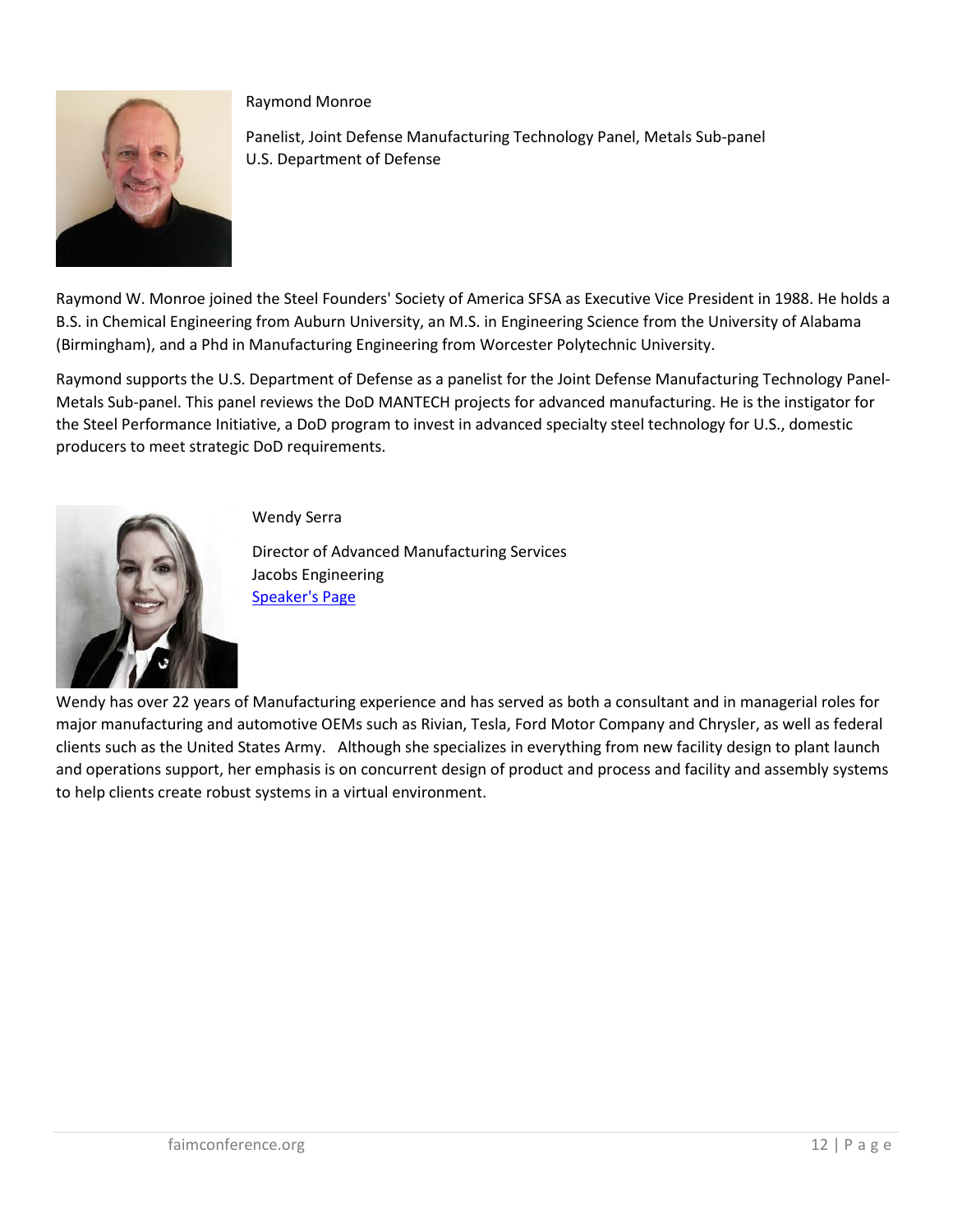Raymond Monroe

Panelist, Joint Defense Manufacturing Technology Panel, Metals Sub-panel
U.S. Department of Defense

Raymond W. Monroe joined the Steel Founders' Society of America SFSA as Executive Vice President in 1988. He holds a B.S. in Chemical Engineering from Auburn University, an M.S. in Engineering Science from the University of Alabama (Birmingham), and a Phd in Manufacturing Engineering from Worcester Polytechnic University.

Raymond supports the U.S. Department of Defense as a panelist for the Joint Defense Manufacturing Technology Panel-Metals Sub-panel. This panel reviews the DoD MANTECH projects for advanced manufacturing. He is the instigator for the Steel Performance Initiative, a DoD program to invest in advanced specialty steel technology for U.S., domestic producers to meet strategic DoD requirements.

Wendy Serra

Director of Advanced Manufacturing Services
Jacobs Engineering
Speaker's Page

Wendy has over 22 years of Manufacturing experience and has served as both a consultant and in managerial roles for major manufacturing and automotive OEMs such as Rivian, Tesla, Ford Motor Company and Chrysler, as well as federal clients such as the United States Army. Although she specializes in everything from new facility design to plant launch and operations support, her emphasis is on concurrent design of product and process and facility and assembly systems to help clients create robust systems in a virtual environment.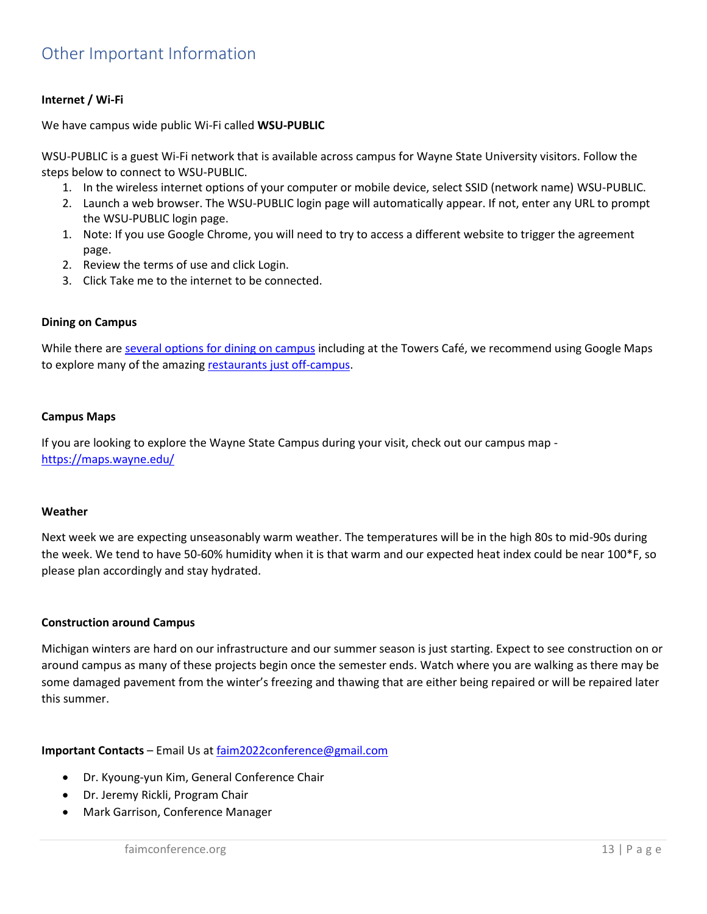# Other Important Information

**Internet / Wi-Fi**

We have campus wide public Wi-Fi called **WSU-PUBLIC**

WSU-PUBLIC is a guest Wi-Fi network that is available across campus for Wayne State University visitors. Follow the steps below to connect to WSU-PUBLIC.

1. In the wireless internet options of your computer or mobile device, select SSID (network name) WSU-PUBLIC.
2. Launch a web browser. The WSU-PUBLIC login page will automatically appear. If not, enter any URL to prompt the WSU-PUBLIC login page.
1. Note: If you use Google Chrome, you will need to try to access a different website to trigger the agreement page.
2. Review the terms of use and click Login.
3. Click Take me to the internet to be connected.

**Dining on Campus**

While there are several options for dining on campus including at the Towers Café, we recommend using Google Maps to explore many of the amazing restaurants just off-campus.

**Campus Maps**

If you are looking to explore the Wayne State Campus during your visit, check out our campus map - https://maps.wayne.edu/

**Weather**

Next week we are expecting unseasonably warm weather. The temperatures will be in the high 80s to mid-90s during the week. We tend to have 50-60% humidity when it is that warm and our expected heat index could be near 100*F, so please plan accordingly and stay hydrated.

**Construction around Campus**

Michigan winters are hard on our infrastructure and our summer season is just starting. Expect to see construction on or around campus as many of these projects begin once the semester ends. Watch where you are walking as there may be some damaged pavement from the winter's freezing and thawing that are either being repaired or will be repaired later this summer.

**Important Contacts** – Email Us at faim2022conference@gmail.com

- Dr. Kyoung-yun Kim, General Conference Chair
- Dr. Jeremy Rickli, Program Chair
- Mark Garrison, Conference Manager